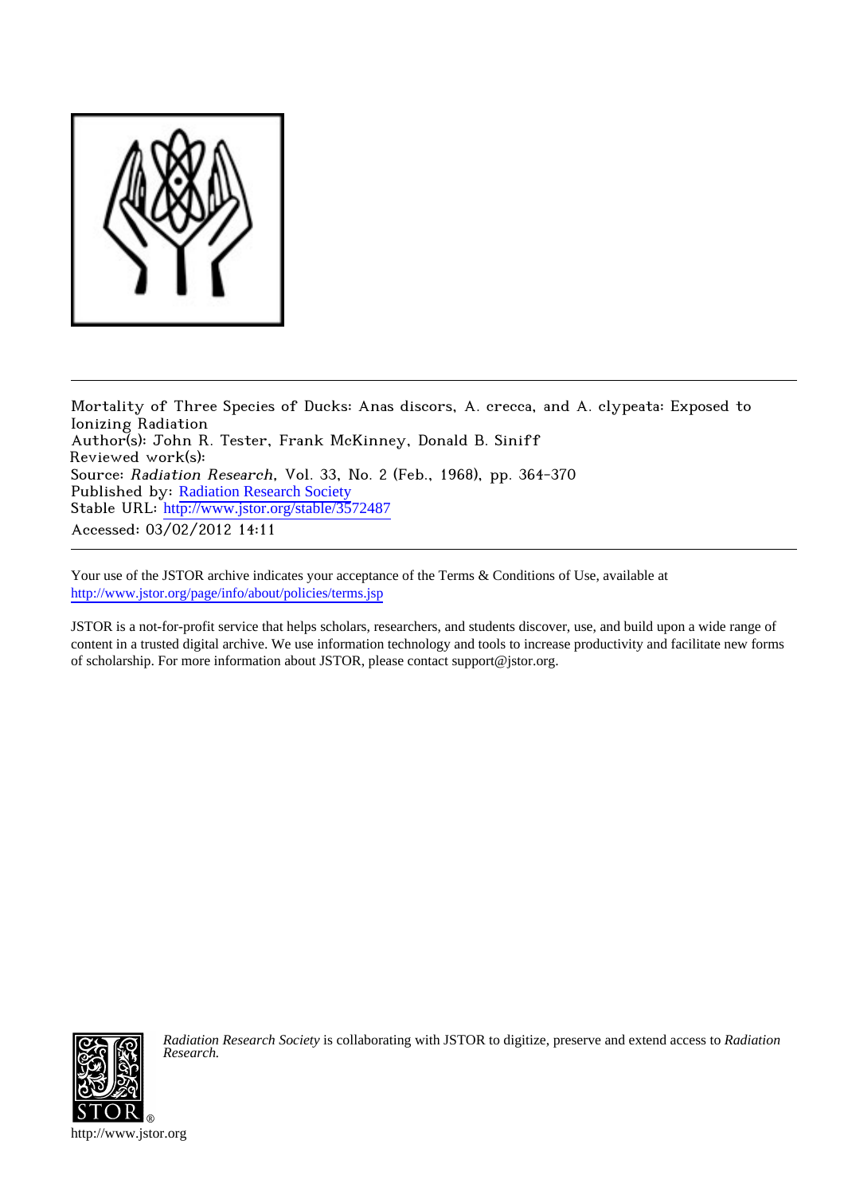Mortality of Three Species of Ducks: Anas discors, A. crecca, and A. clypeata: Exposed to Ionizing Radiation
Author(s): John R. Tester, Frank McKinney, Donald B. Siniff
Reviewed work(s):
Source: *Radiation Research*, Vol. 33, No. 2 (Feb., 1968), pp. 364-370
Published by: Radiation Research Society
Stable URL: http://www.jstor.org/stable/3572487
Accessed: 03/02/2012 14:11

---

Your use of the JSTOR archive indicates your acceptance of the Terms & Conditions of Use, available at http://www.jstor.org/page/info/about/policies/terms.jsp

JSTOR is a not-for-profit service that helps scholars, researchers, and students discover, use, and build upon a wide range of content in a trusted digital archive. We use information technology and tools to increase productivity and facilitate new forms of scholarship. For more information about JSTOR, please contact support@jstor.org.

*Radiation Research Society* is collaborating with JSTOR to digitize, preserve and extend access to *Radiation Research.*

http://www.jstor.org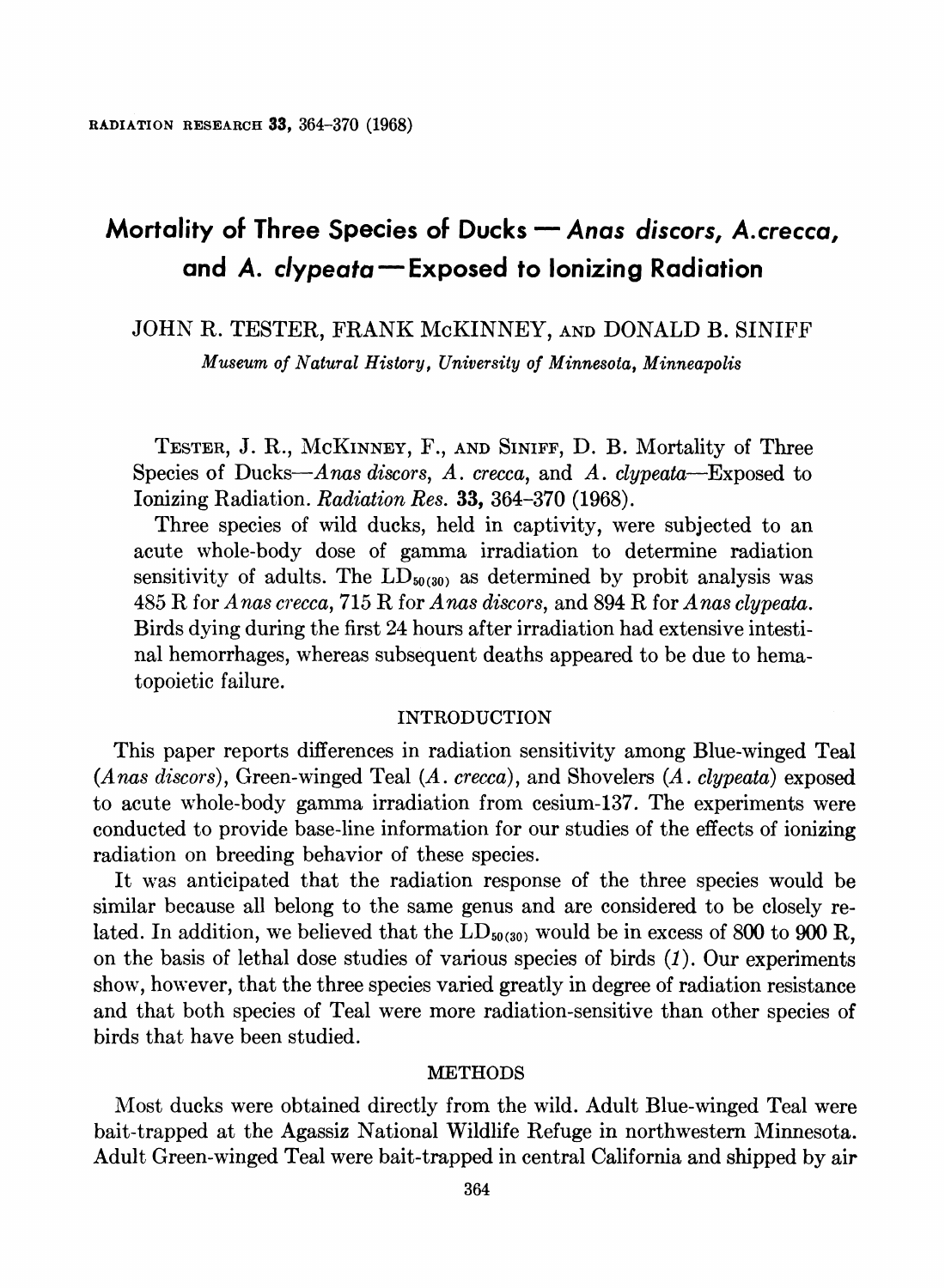# Mortality of Three Species of Ducks — *Anas discors, A. crecca,* and *A. clypeata* — Exposed to Ionizing Radiation

JOHN R. TESTER, FRANK McKINNEY, AND DONALD B. SINIFF

*Museum of Natural History, University of Minnesota, Minneapolis*

TESTER, J. R., McKINNEY, F., AND SINIFF, D. B. Mortality of Three Species of Ducks—*Anas discors, A. crecca,* and *A. clypeata*—Exposed to Ionizing Radiation. *Radiation Res.* **33,** 364–370 (1968).

Three species of wild ducks, held in captivity, were subjected to an acute whole-body dose of gamma irradiation to determine radiation sensitivity of adults. The $LD_{50(30)}$ as determined by probit analysis was 485 R for *Anas crecca*, 715 R for *Anas discors*, and 894 R for *Anas clypeata*. Birds dying during the first 24 hours after irradiation had extensive intestinal hemorrhages, whereas subsequent deaths appeared to be due to hematopoietic failure.

## INTRODUCTION

This paper reports differences in radiation sensitivity among Blue-winged Teal (*Anas discors*), Green-winged Teal (*A. crecca*), and Shovelers (*A. clypeata*) exposed to acute whole-body gamma irradiation from cesium-137. The experiments were conducted to provide base-line information for our studies of the effects of ionizing radiation on breeding behavior of these species.

It was anticipated that the radiation response of the three species would be similar because all belong to the same genus and are considered to be closely related. In addition, we believed that the $LD_{50(30)}$ would be in excess of 800 to 900 R, on the basis of lethal dose studies of various species of birds (*1*). Our experiments show, however, that the three species varied greatly in degree of radiation resistance and that both species of Teal were more radiation-sensitive than other species of birds that have been studied.

## METHODS

Most ducks were obtained directly from the wild. Adult Blue-winged Teal were bait-trapped at the Agassiz National Wildlife Refuge in northwestern Minnesota. Adult Green-winged Teal were bait-trapped in central California and shipped by air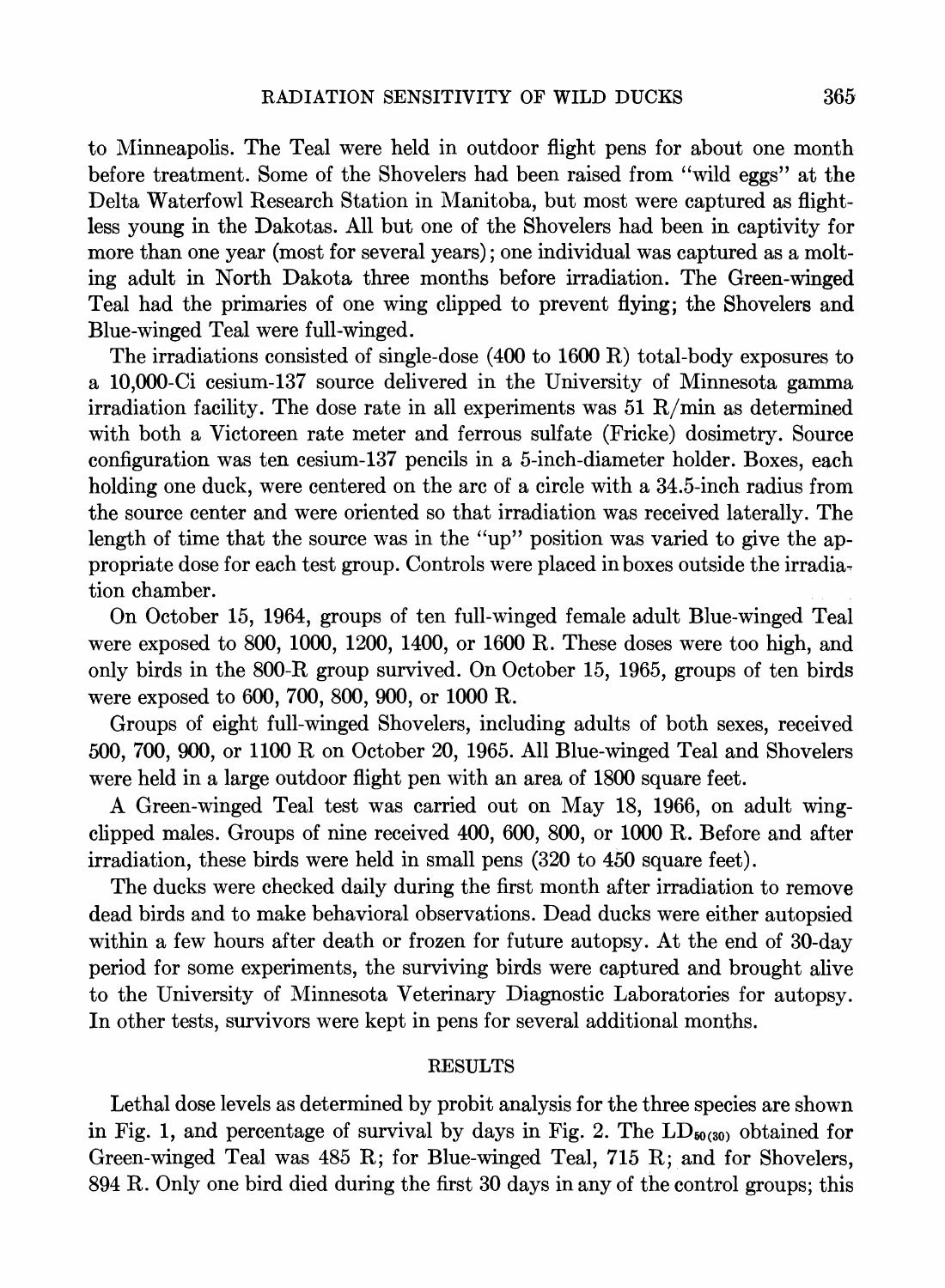to Minneapolis. The Teal were held in outdoor flight pens for about one month before treatment. Some of the Shovelers had been raised from "wild eggs" at the Delta Waterfowl Research Station in Manitoba, but most were captured as flightless young in the Dakotas. All but one of the Shovelers had been in captivity for more than one year (most for several years); one individual was captured as a molting adult in North Dakota three months before irradiation. The Green-winged Teal had the primaries of one wing clipped to prevent flying; the Shovelers and Blue-winged Teal were full-winged.

The irradiations consisted of single-dose (400 to 1600 R) total-body exposures to a 10,000-Ci cesium-137 source delivered in the University of Minnesota gamma irradiation facility. The dose rate in all experiments was 51 R/min as determined with both a Victoreen rate meter and ferrous sulfate (Fricke) dosimetry. Source configuration was ten cesium-137 pencils in a 5-inch-diameter holder. Boxes, each holding one duck, were centered on the arc of a circle with a 34.5-inch radius from the source center and were oriented so that irradiation was received laterally. The length of time that the source was in the "up" position was varied to give the appropriate dose for each test group. Controls were placed in boxes outside the irradiation chamber.

On October 15, 1964, groups of ten full-winged female adult Blue-winged Teal were exposed to 800, 1000, 1200, 1400, or 1600 R. These doses were too high, and only birds in the 800-R group survived. On October 15, 1965, groups of ten birds were exposed to 600, 700, 800, 900, or 1000 R.

Groups of eight full-winged Shovelers, including adults of both sexes, received 500, 700, 900, or 1100 R on October 20, 1965. All Blue-winged Teal and Shovelers were held in a large outdoor flight pen with an area of 1800 square feet.

A Green-winged Teal test was carried out on May 18, 1966, on adult wing-clipped males. Groups of nine received 400, 600, 800, or 1000 R. Before and after irradiation, these birds were held in small pens (320 to 450 square feet).

The ducks were checked daily during the first month after irradiation to remove dead birds and to make behavioral observations. Dead ducks were either autopsied within a few hours after death or frozen for future autopsy. At the end of 30-day period for some experiments, the surviving birds were captured and brought alive to the University of Minnesota Veterinary Diagnostic Laboratories for autopsy. In other tests, survivors were kept in pens for several additional months.

## RESULTS

Lethal dose levels as determined by probit analysis for the three species are shown in Fig. 1, and percentage of survival by days in Fig. 2. The $LD_{50(30)}$ obtained for Green-winged Teal was 485 R; for Blue-winged Teal, 715 R; and for Shovelers, 894 R. Only one bird died during the first 30 days in any of the control groups; this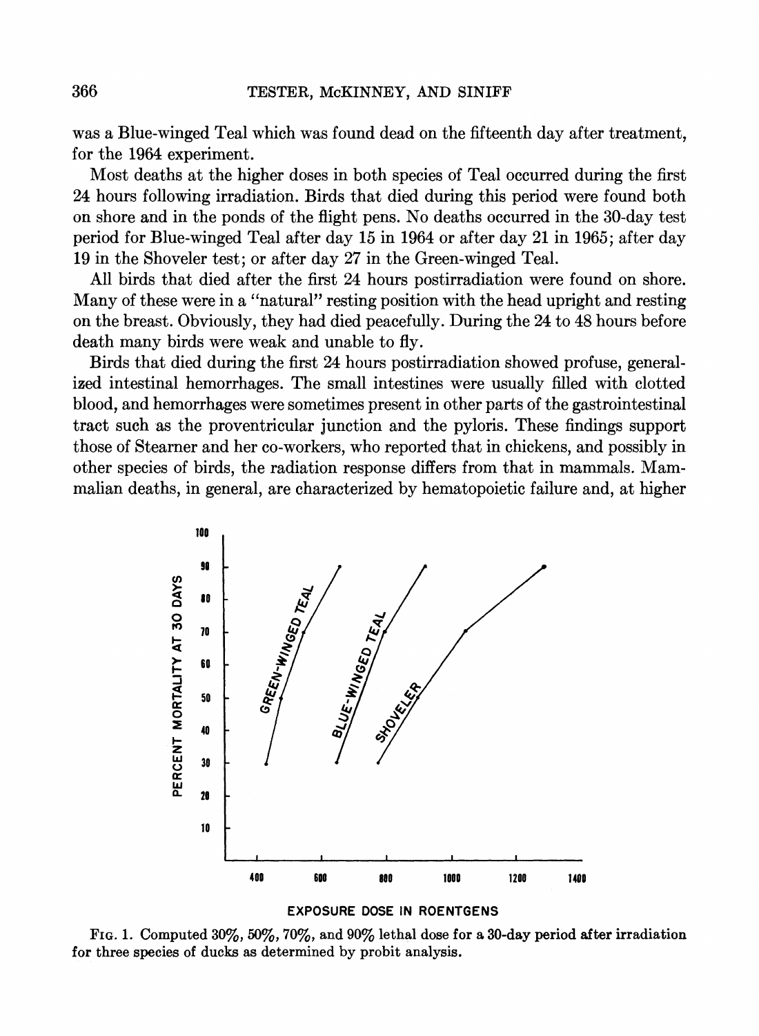was a Blue-winged Teal which was found dead on the fifteenth day after treatment, for the 1964 experiment.

Most deaths at the higher doses in both species of Teal occurred during the first 24 hours following irradiation. Birds that died during this period were found both on shore and in the ponds of the flight pens. No deaths occurred in the 30-day test period for Blue-winged Teal after day 15 in 1964 or after day 21 in 1965; after day 19 in the Shoveler test; or after day 27 in the Green-winged Teal.

All birds that died after the first 24 hours postirradiation were found on shore. Many of these were in a "natural" resting position with the head upright and resting on the breast. Obviously, they had died peacefully. During the 24 to 48 hours before death many birds were weak and unable to fly.

Birds that died during the first 24 hours postirradiation showed profuse, generalized intestinal hemorrhages. The small intestines were usually filled with clotted blood, and hemorrhages were sometimes present in other parts of the gastrointestinal tract such as the proventricular junction and the pyloris. These findings support those of Stearner and her co-workers, who reported that in chickens, and possibly in other species of birds, the radiation response differs from that in mammals. Mammalian deaths, in general, are characterized by hematopoietic failure and, at higher

FIG. 1. Computed 30%, 50%, 70%, and 90% lethal dose for a 30-day period after irradiation for three species of ducks as determined by probit analysis.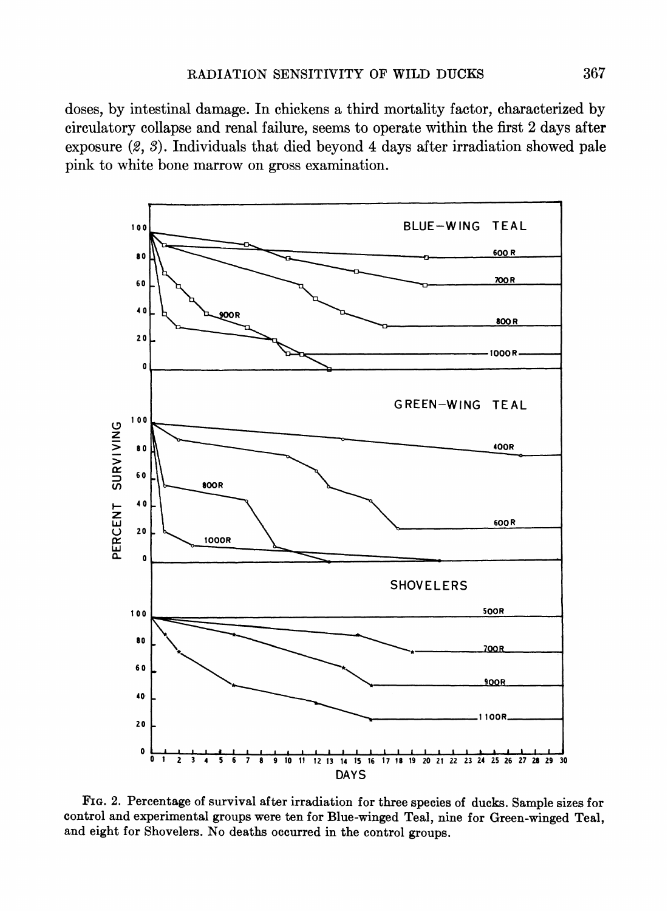doses, by intestinal damage. In chickens a third mortality factor, characterized by circulatory collapse and renal failure, seems to operate within the first 2 days after exposure (*2*, *3*). Individuals that died beyond 4 days after irradiation showed pale pink to white bone marrow on gross examination.

FIG. 2. Percentage of survival after irradiation for three species of ducks. Sample sizes for control and experimental groups were ten for Blue-winged Teal, nine for Green-winged Teal, and eight for Shovelers. No deaths occurred in the control groups.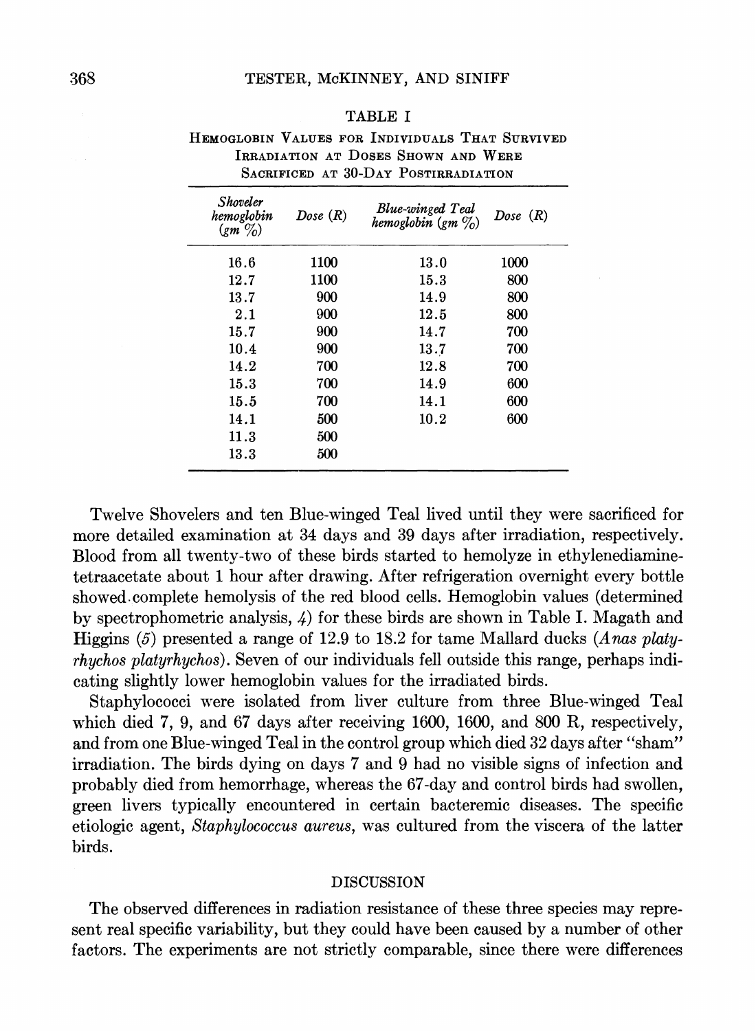TABLE I

HEMOGLOBIN VALUES FOR INDIVIDUALS THAT SURVIVED IRRADIATION AT DOSES SHOWN AND WERE SACRIFICED AT 30-DAY POSTIRRADIATION

| *Shoveler hemoglobin (gm %)* | *Dose (R)* | *Blue-winged Teal hemoglobin (gm %)* | *Dose (R)* |
|---|---|---|---|
| 16.6 | 1100 | 13.0 | 1000 |
| 12.7 | 1100 | 15.3 | 800 |
| 13.7 | 900 | 14.9 | 800 |
| 2.1 | 900 | 12.5 | 800 |
| 15.7 | 900 | 14.7 | 700 |
| 10.4 | 900 | 13.7 | 700 |
| 14.2 | 700 | 12.8 | 700 |
| 15.3 | 700 | 14.9 | 600 |
| 15.5 | 700 | 14.1 | 600 |
| 14.1 | 500 | 10.2 | 600 |
| 11.3 | 500 | | |
| 13.3 | 500 | | |

Twelve Shovelers and ten Blue-winged Teal lived until they were sacrificed for more detailed examination at 34 days and 39 days after irradiation, respectively. Blood from all twenty-two of these birds started to hemolyze in ethylenediaminetetraacetate about 1 hour after drawing. After refrigeration overnight every bottle showed complete hemolysis of the red blood cells. Hemoglobin values (determined by spectrophotometric analysis, *4*) for these birds are shown in Table I. Magath and Higgins (*5*) presented a range of 12.9 to 18.2 for tame Mallard ducks (*Anas platyrhychos platyrhychos*). Seven of our individuals fell outside this range, perhaps indicating slightly lower hemoglobin values for the irradiated birds.

Staphylococci were isolated from liver culture from three Blue-winged Teal which died 7, 9, and 67 days after receiving 1600, 1600, and 800 R, respectively, and from one Blue-winged Teal in the control group which died 32 days after "sham" irradiation. The birds dying on days 7 and 9 had no visible signs of infection and probably died from hemorrhage, whereas the 67-day and control birds had swollen, green livers typically encountered in certain bacteremic diseases. The specific etiologic agent, *Staphylococcus aureus*, was cultured from the viscera of the latter birds.

## DISCUSSION

The observed differences in radiation resistance of these three species may represent real specific variability, but they could have been caused by a number of other factors. The experiments are not strictly comparable, since there were differences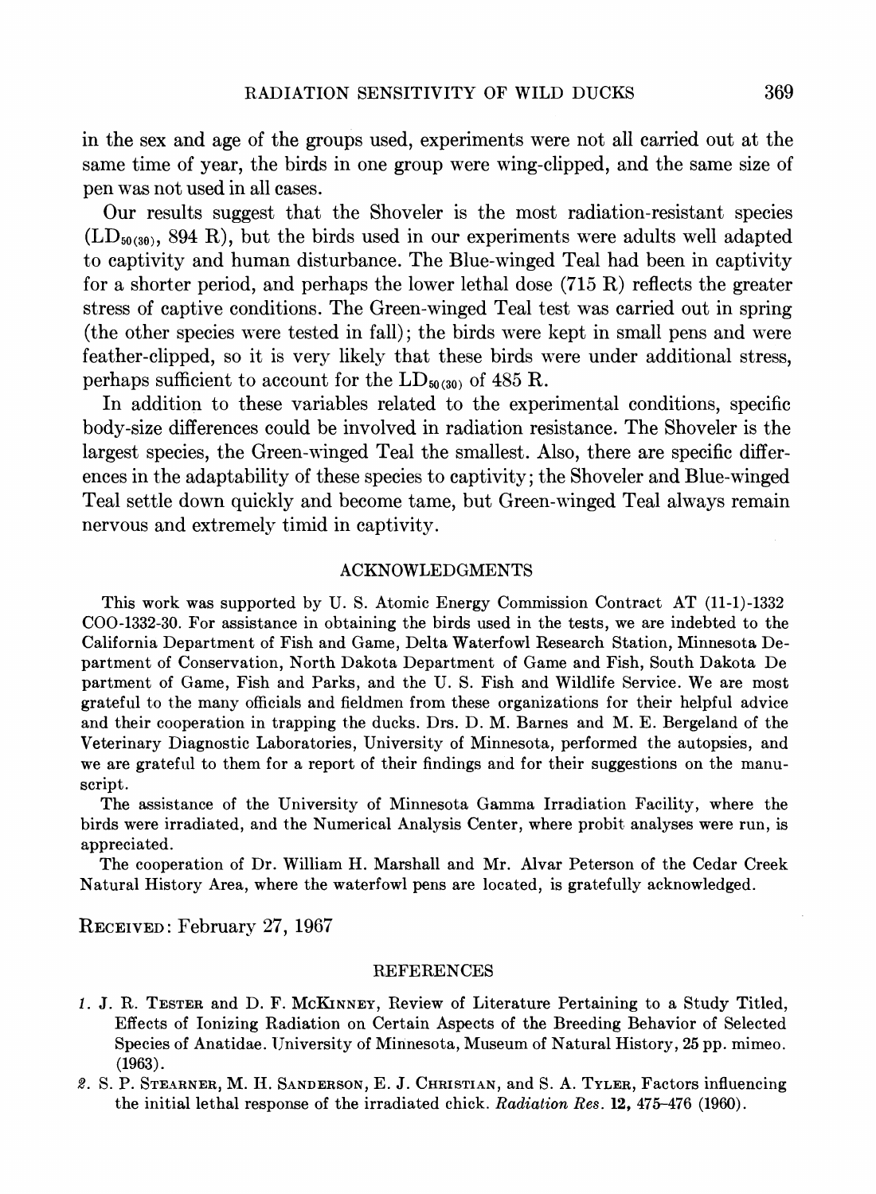in the sex and age of the groups used, experiments were not all carried out at the same time of year, the birds in one group were wing-clipped, and the same size of pen was not used in all cases.

Our results suggest that the Shoveler is the most radiation-resistant species ($LD_{50(30)}$, 894 R), but the birds used in our experiments were adults well adapted to captivity and human disturbance. The Blue-winged Teal had been in captivity for a shorter period, and perhaps the lower lethal dose (715 R) reflects the greater stress of captive conditions. The Green-winged Teal test was carried out in spring (the other species were tested in fall); the birds were kept in small pens and were feather-clipped, so it is very likely that these birds were under additional stress, perhaps sufficient to account for the $LD_{50(30)}$ of 485 R.

In addition to these variables related to the experimental conditions, specific body-size differences could be involved in radiation resistance. The Shoveler is the largest species, the Green-winged Teal the smallest. Also, there are specific differences in the adaptability of these species to captivity; the Shoveler and Blue-winged Teal settle down quickly and become tame, but Green-winged Teal always remain nervous and extremely timid in captivity.

## ACKNOWLEDGMENTS

This work was supported by U. S. Atomic Energy Commission Contract AT (11-1)-1332 COO-1332-30. For assistance in obtaining the birds used in the tests, we are indebted to the California Department of Fish and Game, Delta Waterfowl Research Station, Minnesota Department of Conservation, North Dakota Department of Game and Fish, South Dakota Department of Game, Fish and Parks, and the U. S. Fish and Wildlife Service. We are most grateful to the many officials and fieldmen from these organizations for their helpful advice and their cooperation in trapping the ducks. Drs. D. M. Barnes and M. E. Bergeland of the Veterinary Diagnostic Laboratories, University of Minnesota, performed the autopsies, and we are grateful to them for a report of their findings and for their suggestions on the manuscript.

The assistance of the University of Minnesota Gamma Irradiation Facility, where the birds were irradiated, and the Numerical Analysis Center, where probit analyses were run, is appreciated.

The cooperation of Dr. William H. Marshall and Mr. Alvar Peterson of the Cedar Creek Natural History Area, where the waterfowl pens are located, is gratefully acknowledged.

RECEIVED: February 27, 1967

## REFERENCES

1. J. R. TESTER and D. F. MCKINNEY, Review of Literature Pertaining to a Study Titled, Effects of Ionizing Radiation on Certain Aspects of the Breeding Behavior of Selected Species of Anatidae. University of Minnesota, Museum of Natural History, 25 pp. mimeo. (1963).
2. S. P. STEARNER, M. H. SANDERSON, E. J. CHRISTIAN, and S. A. TYLER, Factors influencing the initial lethal response of the irradiated chick. *Radiation Res.* **12,** 475–476 (1960).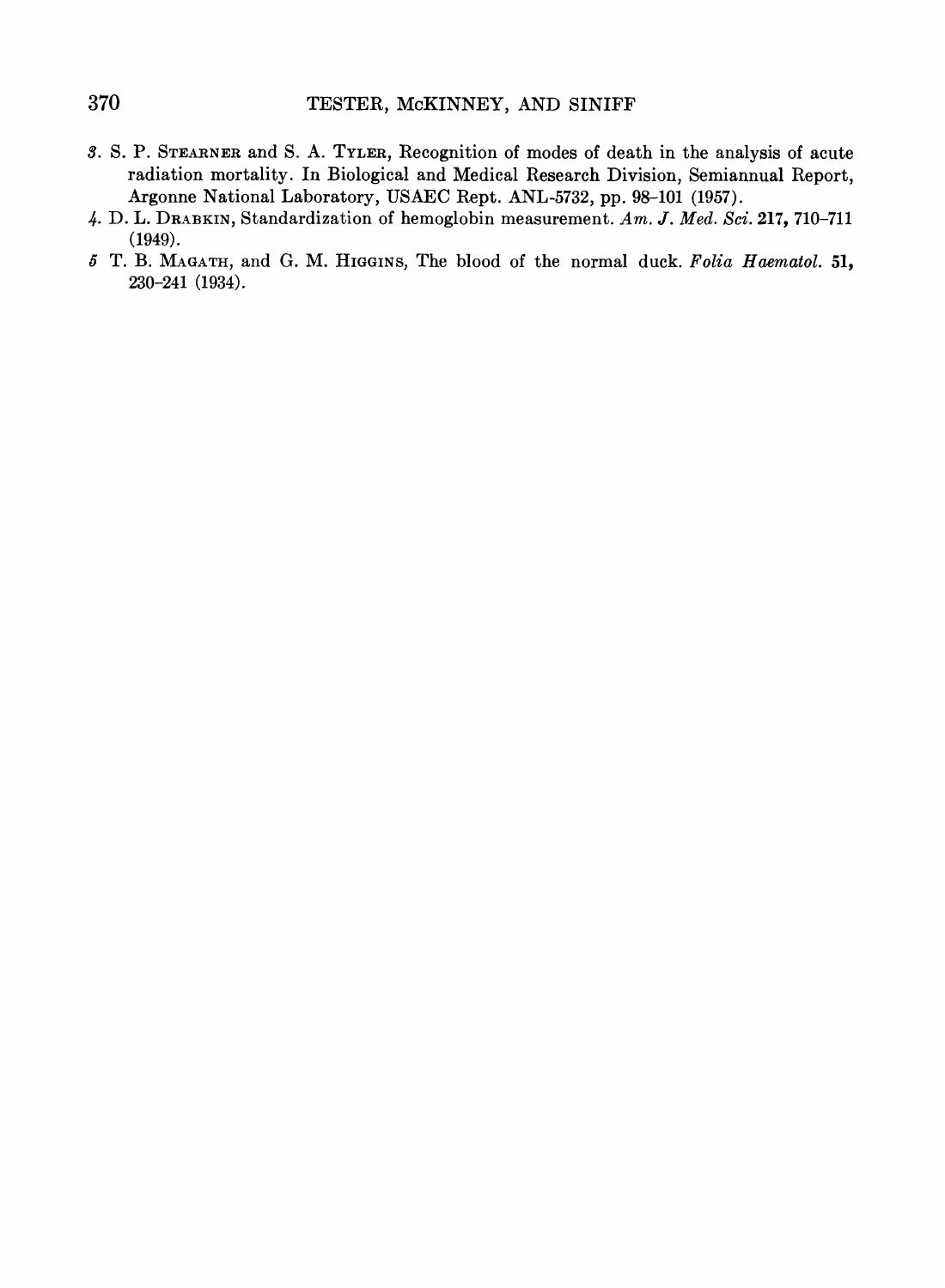3. S. P. Stearner and S. A. Tyler, Recognition of modes of death in the analysis of acute radiation mortality. In Biological and Medical Research Division, Semiannual Report, Argonne National Laboratory, USAEC Rept. ANL-5732, pp. 98–101 (1957).
4. D. L. Drabkin, Standardization of hemoglobin measurement. *Am. J. Med. Sci.* **217,** 710–711 (1949).
5 T. B. Magath, and G. M. Higgins, The blood of the normal duck. *Folia Haematol.* **51,** 230–241 (1934).